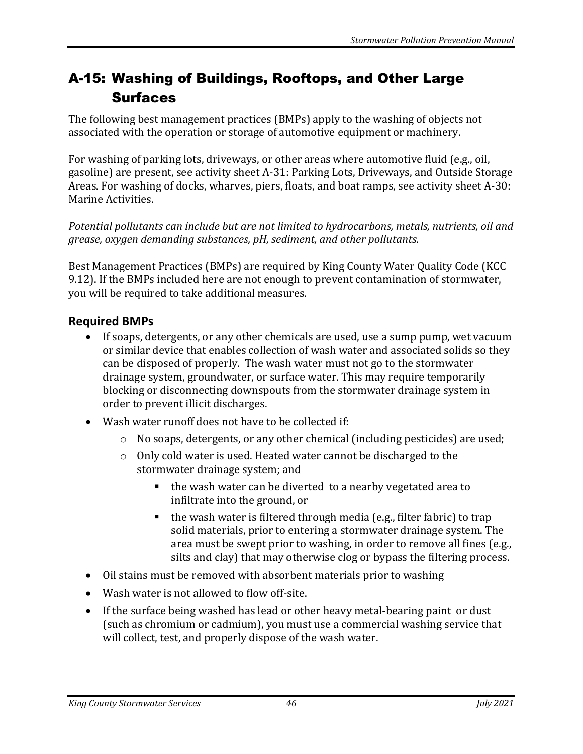# A-15: Washing of Buildings, Rooftops, and Other Large Surfaces

The following best management practices (BMPs) apply to the washing of objects not associated with the operation or storage of automotive equipment or machinery.

For washing of parking lots, driveways, or other areas where automotive fluid (e.g., oil, gasoline) are present, see activity sheet A-31: Parking Lots, Driveways, and Outside Storage Areas. For washing of docks, wharves, piers, floats, and boat ramps, see activity sheet A-30: Marine Activities.

*Potential pollutants can include but are not limited to hydrocarbons, metals, nutrients, oil and grease, oxygen demanding substances, pH, sediment, and other pollutants.*

Best Management Practices (BMPs) are required by King County Water Quality Code (KCC 9.12). If the BMPs included here are not enough to prevent contamination of stormwater, you will be required to take additional measures.

## Required BMPs

- If soaps, detergents, or any other chemicals are used, use a sump pump, wet vacuum or similar device that enables collection of wash water and associated solids so they can be disposed of properly. The wash water must not go to the stormwater drainage system, groundwater, or surface water. This may require temporarily blocking or disconnecting downspouts from the stormwater drainage system in order to prevent illicit discharges.
- Wash water runoff does not have to be collected if:
  - No soaps, detergents, or any other chemical (including pesticides) are used;
  - Only cold water is used. Heated water cannot be discharged to the stormwater drainage system; and
    - the wash water can be diverted to a nearby vegetated area to infiltrate into the ground, or
    - the wash water is filtered through media (e.g., filter fabric) to trap solid materials, prior to entering a stormwater drainage system. The area must be swept prior to washing, in order to remove all fines (e.g., silts and clay) that may otherwise clog or bypass the filtering process.
- Oil stains must be removed with absorbent materials prior to washing
- Wash water is not allowed to flow off-site.
- If the surface being washed has lead or other heavy metal-bearing paint or dust (such as chromium or cadmium), you must use a commercial washing service that will collect, test, and properly dispose of the wash water.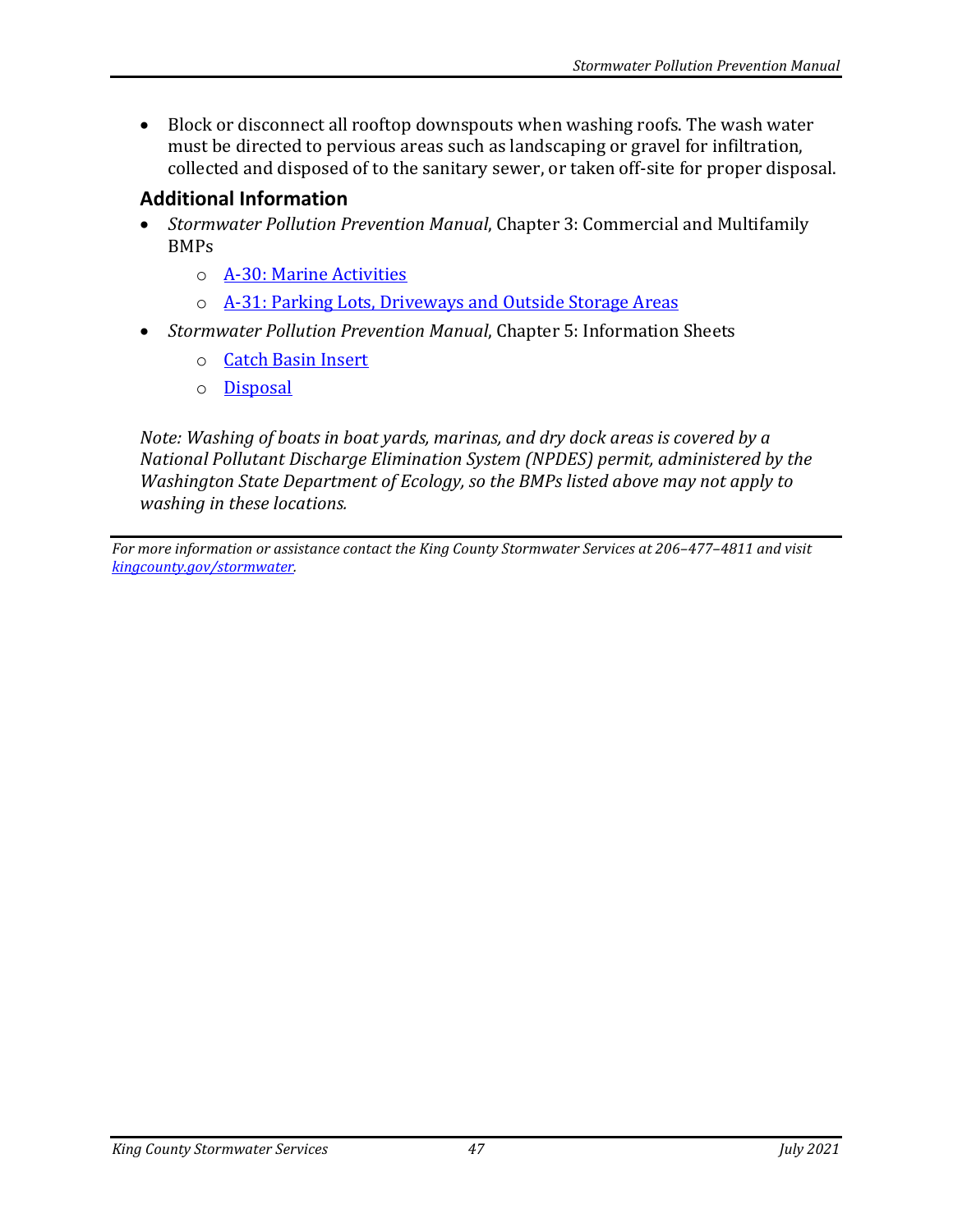- Block or disconnect all rooftop downspouts when washing roofs. The wash water must be directed to pervious areas such as landscaping or gravel for infiltration, collected and disposed of to the sanitary sewer, or taken off-site for proper disposal.

## Additional Information

- *Stormwater Pollution Prevention Manual*, Chapter 3: Commercial and Multifamily BMPs
  - [A-30: Marine Activities]
  - [A-31: Parking Lots, Driveways and Outside Storage Areas]
- *Stormwater Pollution Prevention Manual*, Chapter 5: Information Sheets
  - [Catch Basin Insert]
  - [Disposal]

*Note: Washing of boats in boat yards, marinas, and dry dock areas is covered by a National Pollutant Discharge Elimination System (NPDES) permit, administered by the Washington State Department of Ecology, so the BMPs listed above may not apply to washing in these locations.*

*For more information or assistance contact the King County Stormwater Services at 206–477–4811 and visit kingcounty.gov/stormwater.*